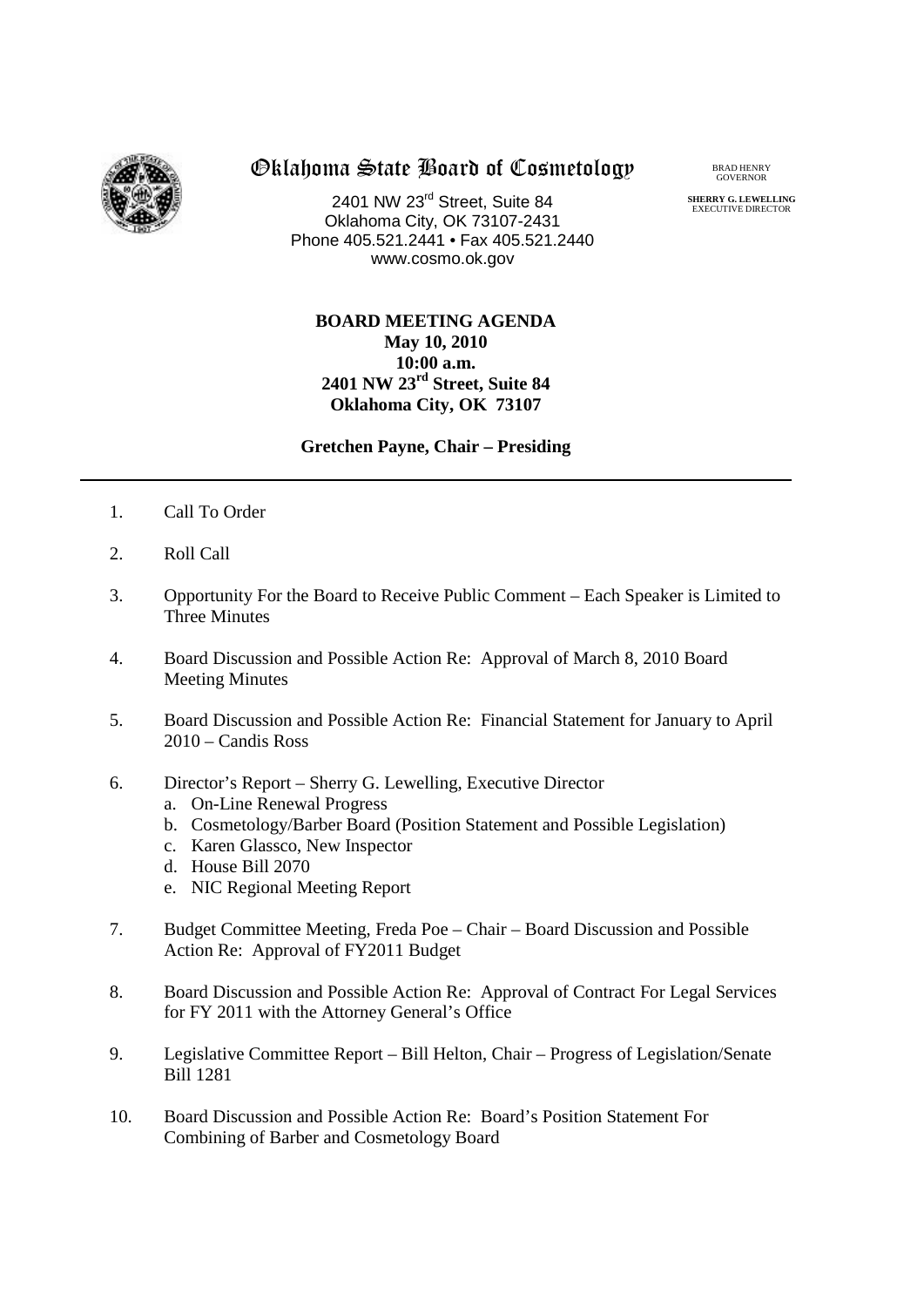# Oklahoma State Board of Cosmetology

2401 NW 23rd Street, Suite 84
Oklahoma City, OK 73107-2431
Phone 405.521.2441 • Fax 405.521.2440
www.cosmo.ok.gov

BRAD HENRY
GOVERNOR

**SHERRY G. LEWELLING**
EXECUTIVE DIRECTOR

**BOARD MEETING AGENDA**
**May 10, 2010**
**10:00 a.m.**
**2401 NW 23rd Street, Suite 84**
**Oklahoma City, OK 73107**

**Gretchen Payne, Chair – Presiding**

---

1. Call To Order
2. Roll Call
3. Opportunity For the Board to Receive Public Comment – Each Speaker is Limited to Three Minutes
4. Board Discussion and Possible Action Re: Approval of March 8, 2010 Board Meeting Minutes
5. Board Discussion and Possible Action Re: Financial Statement for January to April 2010 – Candis Ross
6. Director's Report – Sherry G. Lewelling, Executive Director
   - a. On-Line Renewal Progress
   - b. Cosmetology/Barber Board (Position Statement and Possible Legislation)
   - c. Karen Glassco, New Inspector
   - d. House Bill 2070
   - e. NIC Regional Meeting Report
7. Budget Committee Meeting, Freda Poe – Chair – Board Discussion and Possible Action Re: Approval of FY2011 Budget
8. Board Discussion and Possible Action Re: Approval of Contract For Legal Services for FY 2011 with the Attorney General's Office
9. Legislative Committee Report – Bill Helton, Chair – Progress of Legislation/Senate Bill 1281
10. Board Discussion and Possible Action Re: Board's Position Statement For Combining of Barber and Cosmetology Board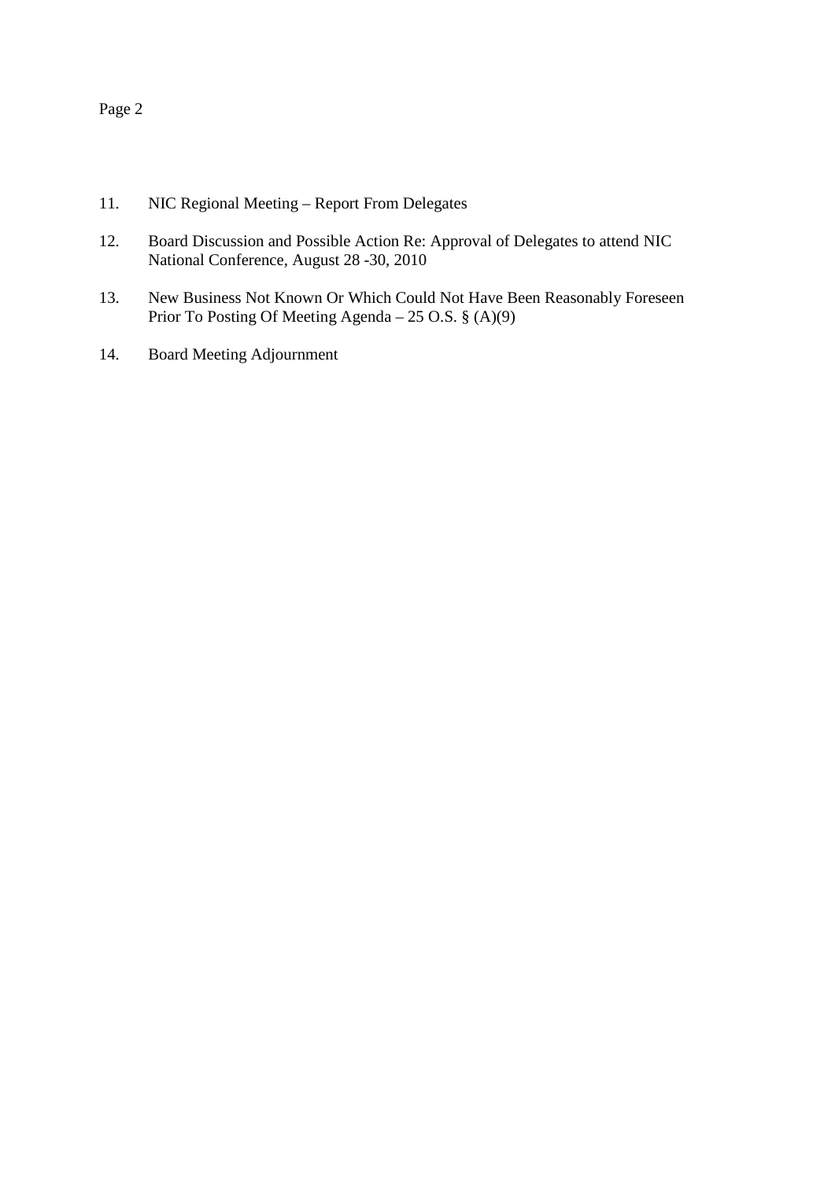11. NIC Regional Meeting – Report From Delegates

12. Board Discussion and Possible Action Re: Approval of Delegates to attend NIC National Conference, August 28 -30, 2010

13. New Business Not Known Or Which Could Not Have Been Reasonably Foreseen Prior To Posting Of Meeting Agenda – 25 O.S. § (A)(9)

14. Board Meeting Adjournment